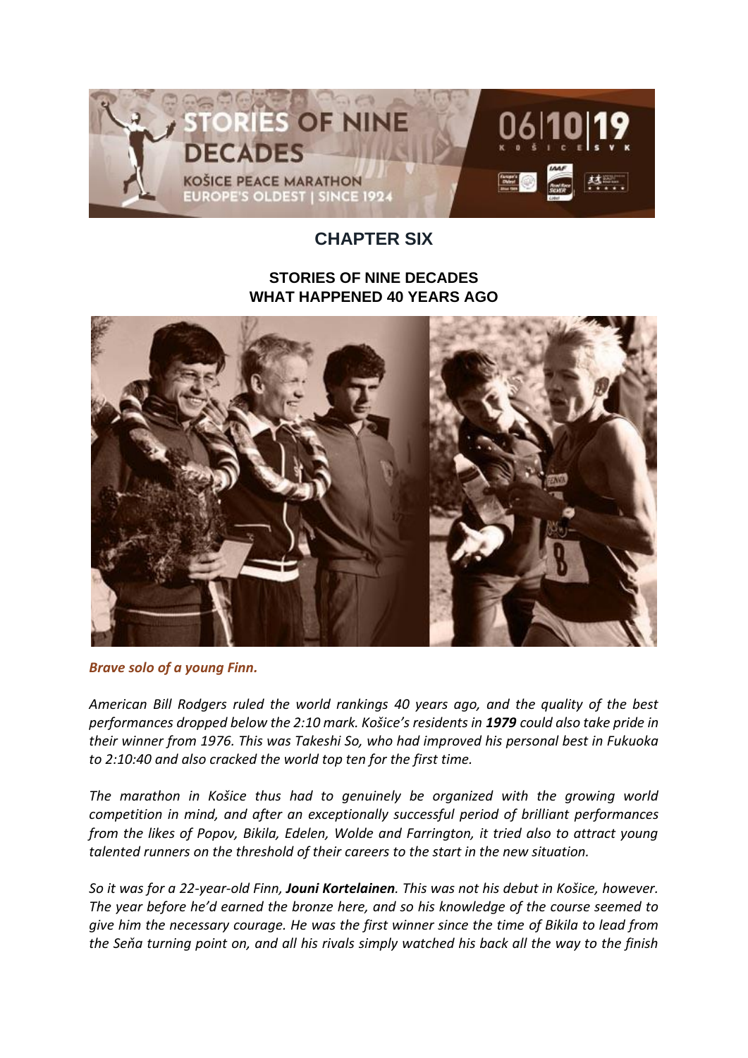# CHAPTER SIX

## STORIES OF NINE DECADES
## WHAT HAPPENED 40 YEARS AGO

***Brave solo of a young Finn.***

*American Bill Rodgers ruled the world rankings 40 years ago, and the quality of the best performances dropped below the 2:10 mark. Košice's residents in **1979** could also take pride in their winner from 1976. This was Takeshi So, who had improved his personal best in Fukuoka to 2:10:40 and also cracked the world top ten for the first time.*

*The marathon in Košice thus had to genuinely be organized with the growing world competition in mind, and after an exceptionally successful period of brilliant performances from the likes of Popov, Bikila, Edelen, Wolde and Farrington, it tried also to attract young talented runners on the threshold of their careers to the start in the new situation.*

*So it was for a 22-year-old Finn, **Jouni Kortelainen**. This was not his debut in Košice, however. The year before he'd earned the bronze here, and so his knowledge of the course seemed to give him the necessary courage. He was the first winner since the time of Bikila to lead from the Seňa turning point on, and all his rivals simply watched his back all the way to the finish*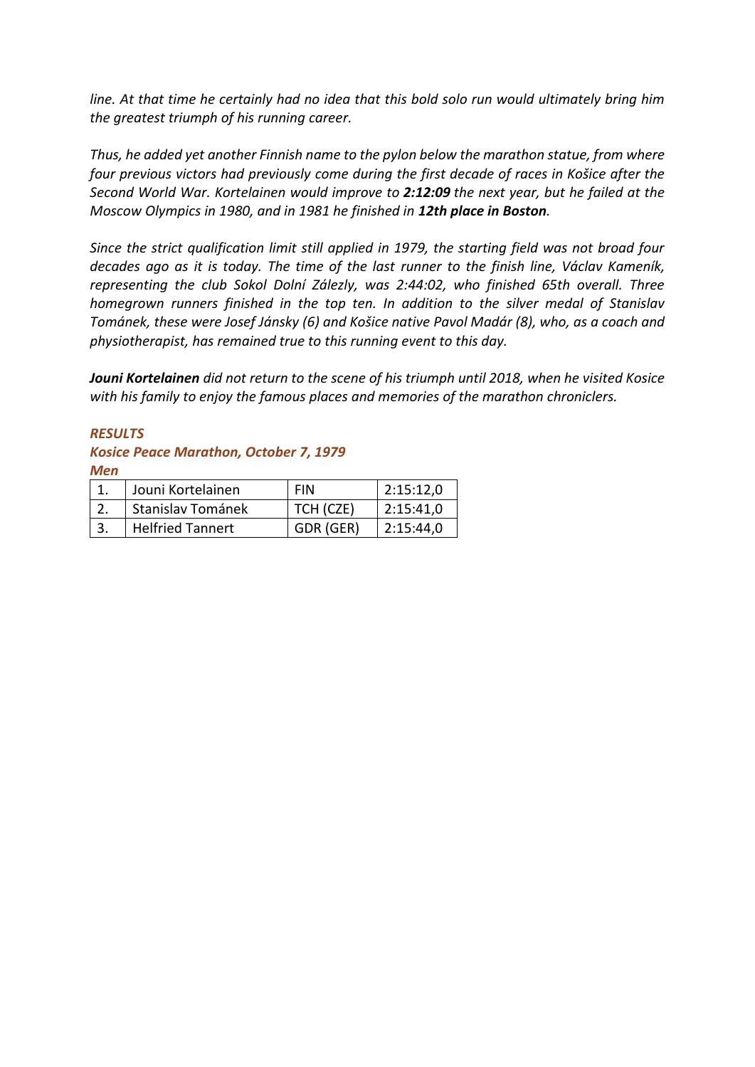*line. At that time he certainly had no idea that this bold solo run would ultimately bring him the greatest triumph of his running career.*

*Thus, he added yet another Finnish name to the pylon below the marathon statue, from where four previous victors had previously come during the first decade of races in Košice after the Second World War. Kortelainen would improve to **2:12:09** the next year, but he failed at the Moscow Olympics in 1980, and in 1981 he finished in **12th place in Boston**.*

*Since the strict qualification limit still applied in 1979, the starting field was not broad four decades ago as it is today. The time of the last runner to the finish line, Václav Kameník, representing the club Sokol Dolní Zálezly, was 2:44:02, who finished 65th overall. Three homegrown runners finished in the top ten. In addition to the silver medal of Stanislav Tománek, these were Josef Jánsky (6) and Košice native Pavol Madár (8), who, as a coach and physiotherapist, has remained true to this running event to this day.*

***Jouni Kortelainen** did not return to the scene of his triumph until 2018, when he visited Kosice with his family to enjoy the famous places and memories of the marathon chroniclers.*

***RESULTS***

***Kosice Peace Marathon, October 7, 1979***

***Men***

| | | | |
|---|---|---|---|
| 1. | Jouni Kortelainen | FIN | 2:15:12,0 |
| 2. | Stanislav Tománek | TCH (CZE) | 2:15:41,0 |
| 3. | Helfried Tannert | GDR (GER) | 2:15:44,0 |